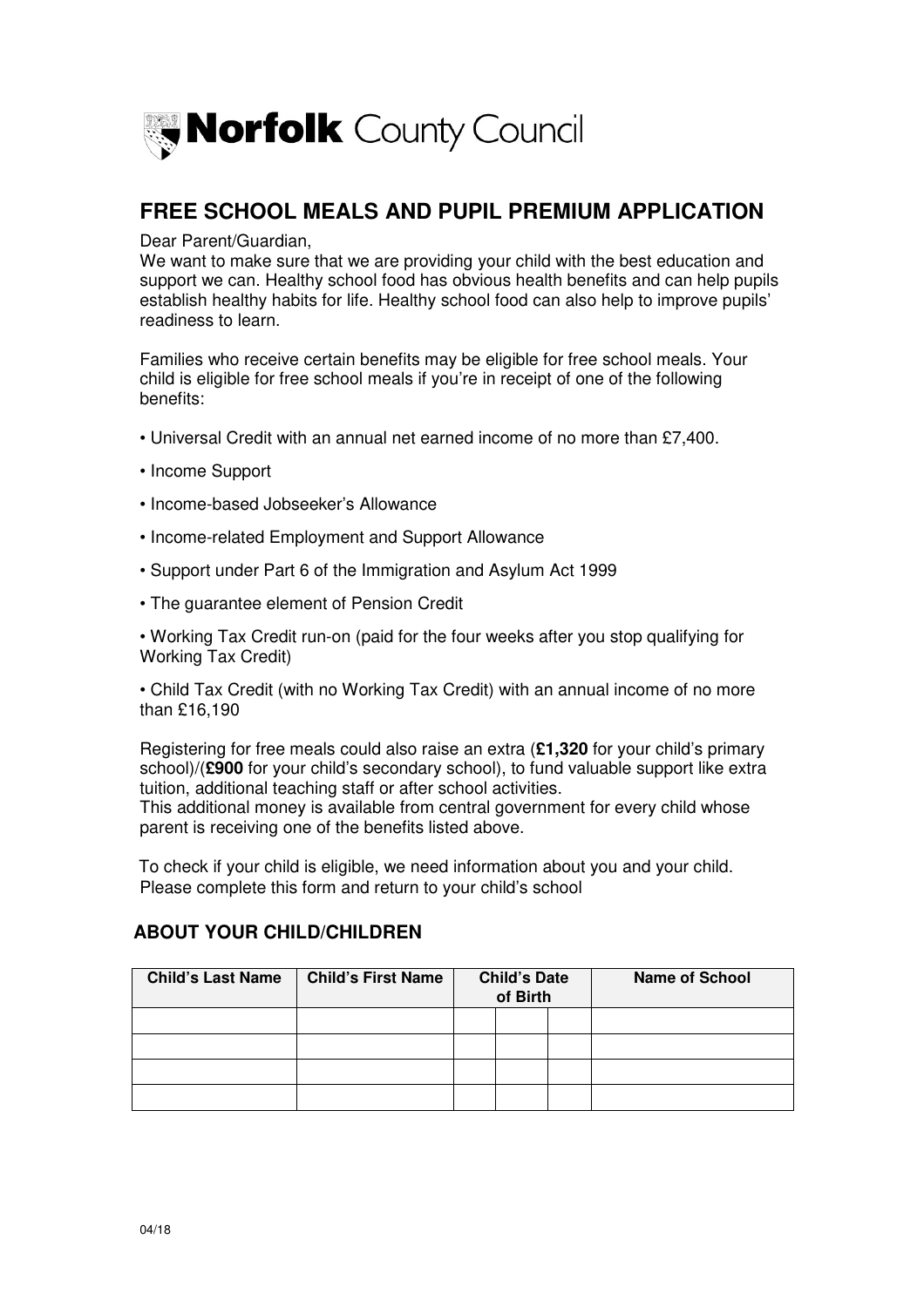Norfolk County Council

# FREE SCHOOL MEALS AND PUPIL PREMIUM APPLICATION

Dear Parent/Guardian,

We want to make sure that we are providing your child with the best education and support we can. Healthy school food has obvious health benefits and can help pupils establish healthy habits for life. Healthy school food can also help to improve pupils' readiness to learn.

Families who receive certain benefits may be eligible for free school meals. Your child is eligible for free school meals if you're in receipt of one of the following benefits:

- Universal Credit with an annual net earned income of no more than £7,400.
- Income Support
- Income-based Jobseeker's Allowance
- Income-related Employment and Support Allowance
- Support under Part 6 of the Immigration and Asylum Act 1999
- The guarantee element of Pension Credit
- Working Tax Credit run-on (paid for the four weeks after you stop qualifying for Working Tax Credit)
- Child Tax Credit (with no Working Tax Credit) with an annual income of no more than £16,190

Registering for free meals could also raise an extra (**£1,320** for your child's primary school)/(**£900** for your child's secondary school), to fund valuable support like extra tuition, additional teaching staff or after school activities.

This additional money is available from central government for every child whose parent is receiving one of the benefits listed above.

To check if your child is eligible, we need information about you and your child. Please complete this form and return to your child's school

## ABOUT YOUR CHILD/CHILDREN

| Child's Last Name | Child's First Name | Child's Date of Birth | | | Name of School |
|---|---|---|---|---|---|
| | | | | | |
| | | | | | |
| | | | | | |
| | | | | | |

04/18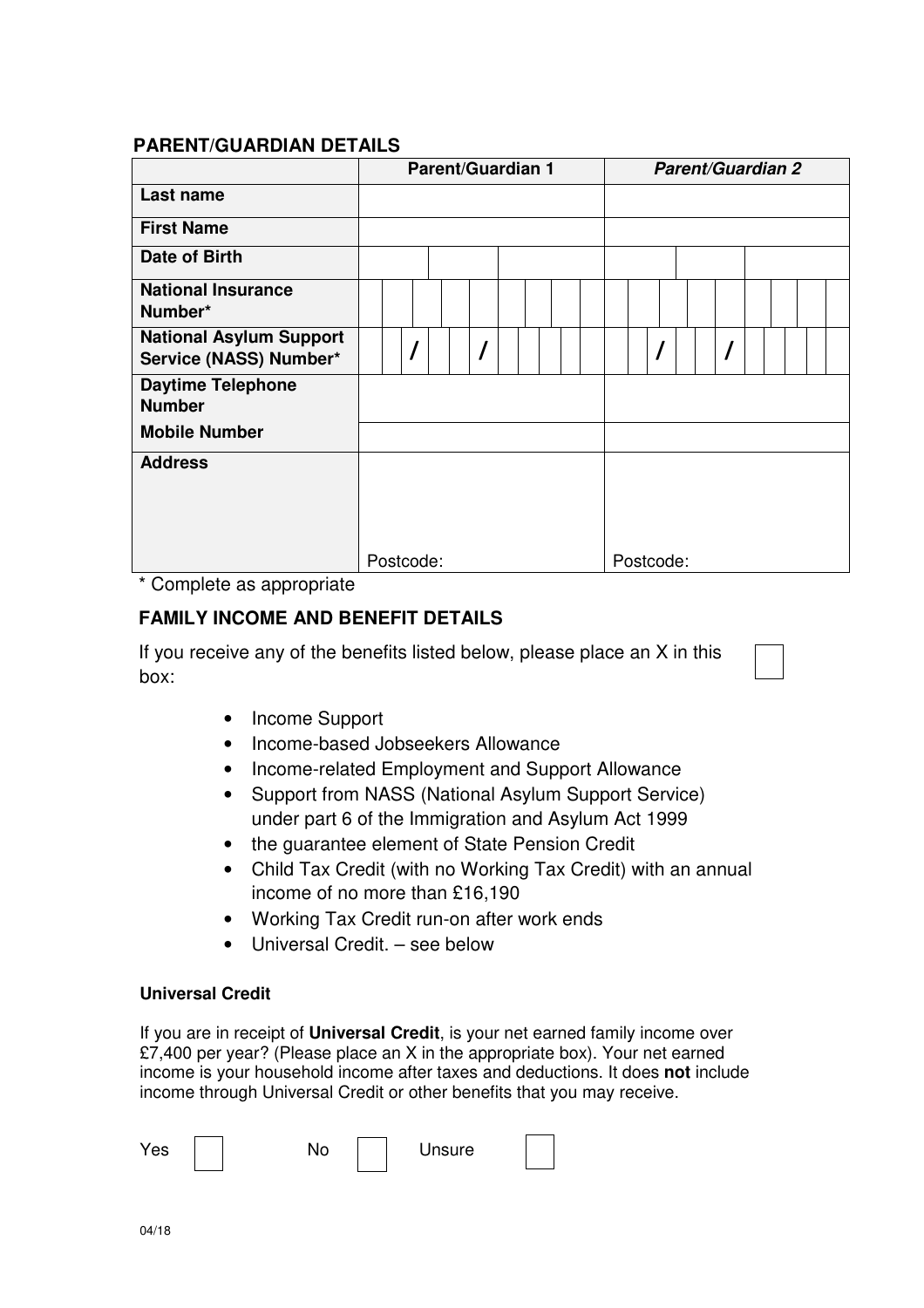## PARENT/GUARDIAN DETAILS

| | Parent/Guardian 1 | *Parent/Guardian 2* |
|---|---|---|
| **Last name** | | |
| **First Name** | | |
| **Date of Birth** | | |
| **National Insurance Number*** | | |
| **National Asylum Support Service (NASS) Number*** | / / | / / |
| **Daytime Telephone Number** | | |
| **Mobile Number** | | |
| **Address** | Postcode: | Postcode: |

\* Complete as appropriate

## FAMILY INCOME AND BENEFIT DETAILS

If you receive any of the benefits listed below, please place an X in this box: ☐

- Income Support
- Income-based Jobseekers Allowance
- Income-related Employment and Support Allowance
- Support from NASS (National Asylum Support Service) under part 6 of the Immigration and Asylum Act 1999
- the guarantee element of State Pension Credit
- Child Tax Credit (with no Working Tax Credit) with an annual income of no more than £16,190
- Working Tax Credit run-on after work ends
- Universal Credit. – see below

### Universal Credit

If you are in receipt of **Universal Credit**, is your net earned family income over £7,400 per year? (Please place an X in the appropriate box). Your net earned income is your household income after taxes and deductions. It does **not** include income through Universal Credit or other benefits that you may receive.

Yes ☐ No ☐ Unsure ☐

04/18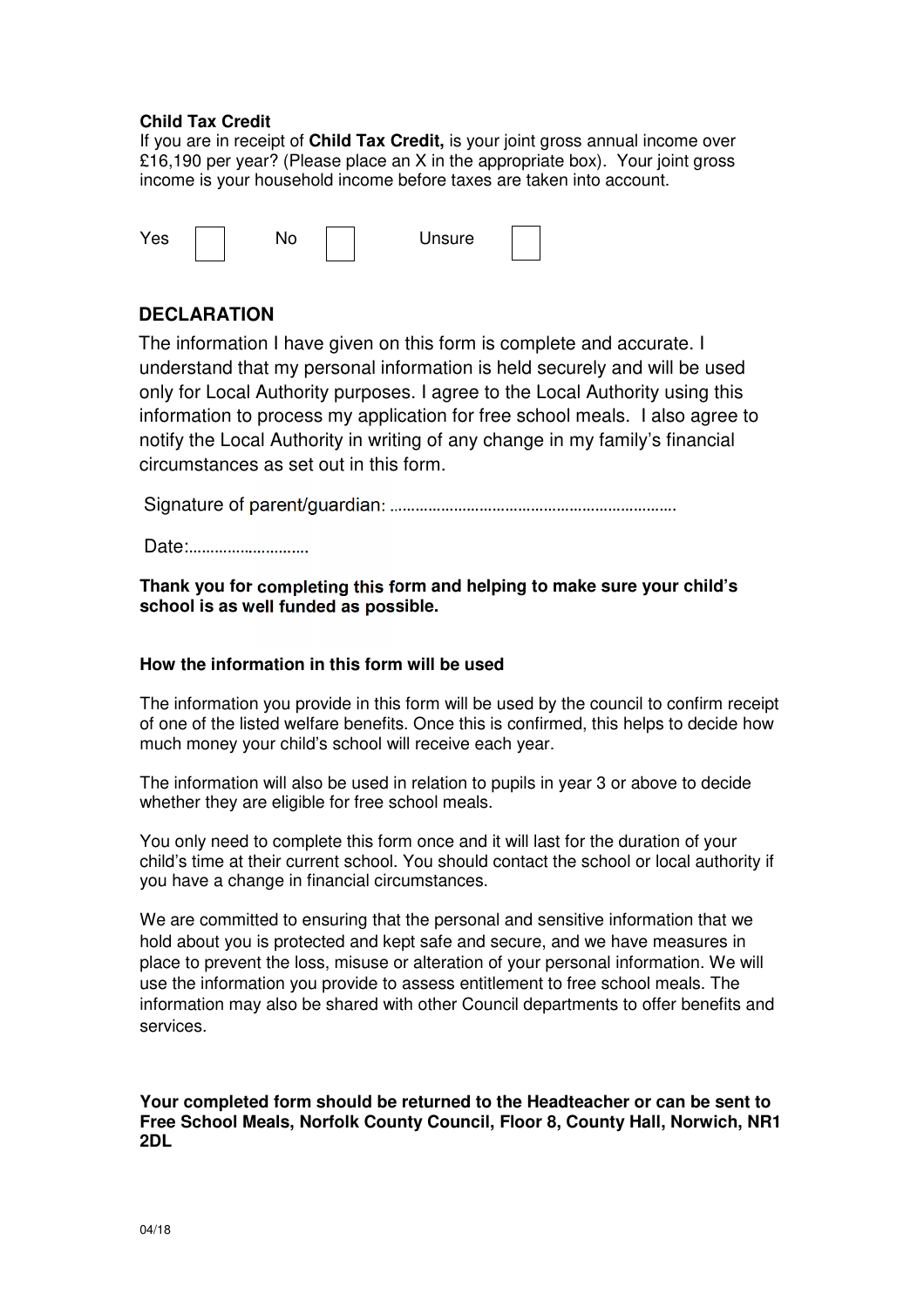**Child Tax Credit**

If you are in receipt of **Child Tax Credit,** is your joint gross annual income over £16,190 per year? (Please place an X in the appropriate box). Your joint gross income is your household income before taxes are taken into account.

Yes ☐ No ☐ Unsure ☐

## DECLARATION

The information I have given on this form is complete and accurate. I understand that my personal information is held securely and will be used only for Local Authority purposes. I agree to the Local Authority using this information to process my application for free school meals. I also agree to notify the Local Authority in writing of any change in my family's financial circumstances as set out in this form.

Signature of parent/guardian: ...................................................................

Date:............................

**Thank you for completing this form and helping to make sure your child's school is as well funded as possible.**

**How the information in this form will be used**

The information you provide in this form will be used by the council to confirm receipt of one of the listed welfare benefits. Once this is confirmed, this helps to decide how much money your child's school will receive each year.

The information will also be used in relation to pupils in year 3 or above to decide whether they are eligible for free school meals.

You only need to complete this form once and it will last for the duration of your child's time at their current school. You should contact the school or local authority if you have a change in financial circumstances.

We are committed to ensuring that the personal and sensitive information that we hold about you is protected and kept safe and secure, and we have measures in place to prevent the loss, misuse or alteration of your personal information. We will use the information you provide to assess entitlement to free school meals. The information may also be shared with other Council departments to offer benefits and services.

**Your completed form should be returned to the Headteacher or can be sent to Free School Meals, Norfolk County Council, Floor 8, County Hall, Norwich, NR1 2DL**

04/18